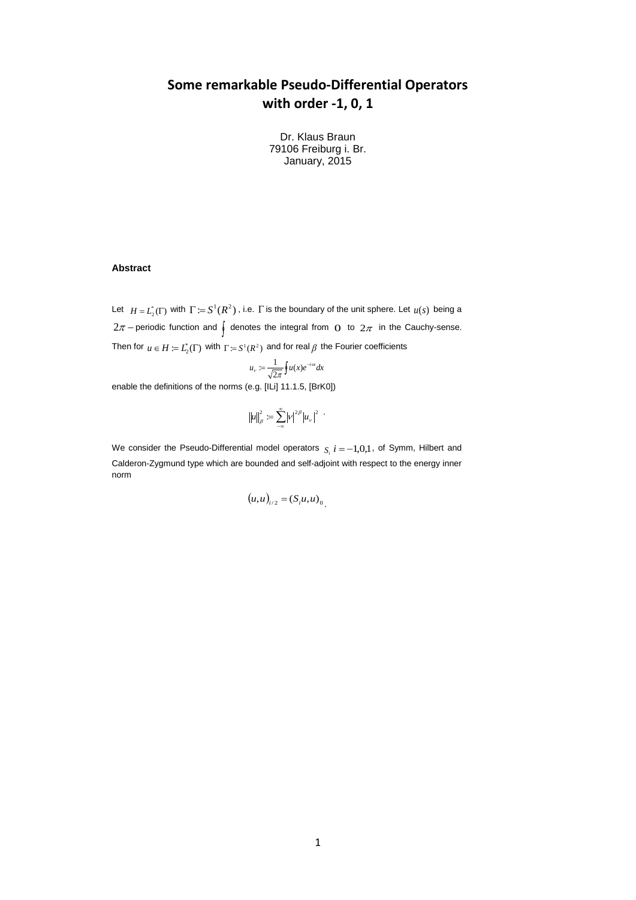# Some remarkable Pseudo-Differential Operators with order -1, 0, 1

Dr. Klaus Braun
79106 Freiburg i. Br.
January, 2015

**Abstract**

Let $H = L_2^*(\Gamma)$ with $\Gamma := S^1(R^2)$, i.e. $\Gamma$ is the boundary of the unit sphere. Let $u(s)$ being a $2\pi-$periodic function and $\oint$ denotes the integral from $0$ to $2\pi$ in the Cauchy-sense. Then for $u \in H := L_2^*(\Gamma)$ with $\Gamma := S^1(R^2)$ and for real $\beta$ the Fourier coefficients

$$u_\nu := \frac{1}{\sqrt{2\pi}} \oint u(x) e^{-i\nu x} dx$$

enable the definitions of the norms (e.g. [ILi] 11.1.5, [BrK0])

$$\|u\|_\beta^2 := \sum_{-\infty}^{\infty} |\nu|^{2\beta} |u_\nu|^2 .$$

We consider the Pseudo-Differential model operators $S_i$ $i = -1,0,1$, of Symm, Hilbert and Calderon-Zygmund type which are bounded and self-adjoint with respect to the energy inner norm

$$(u,u)_{i/2} = (S_i u, u)_0 .$$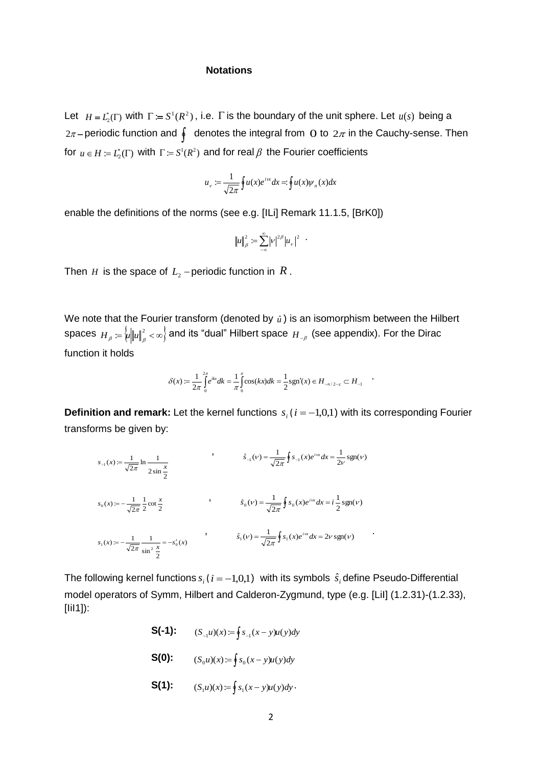### Notations

Let $H = L_2^*(\Gamma)$ with $\Gamma := S^1(R^2)$, i.e. $\Gamma$ is the boundary of the unit sphere. Let $u(s)$ being a $2\pi-$periodic function and $\oint$ denotes the integral from $0$ to $2\pi$ in the Cauchy-sense. Then for $u \in H := L_2^*(\Gamma)$ with $\Gamma := S^1(R^2)$ and for real $\beta$ the Fourier coefficients

$$u_\nu := \frac{1}{\sqrt{2\pi}} \oint u(x) e^{i\nu x} dx =: \oint u(x) \psi_n(x) dx$$

enable the definitions of the norms (see e.g. [ILi] Remark 11.1.5, [BrK0])

$$\|u\|_\beta^2 := \sum_{-\infty}^{\infty} |\nu|^{2\beta} |u_\nu|^2 \quad .$$

Then $H$ is the space of $L_2-$periodic function in $R$.

We note that the Fourier transform (denoted by $\hat{u}$) is an isomorphism between the Hilbert spaces $H_\beta := \left\{ u \middle| \|u\|_\beta^2 < \infty \right\}$ and its "dual" Hilbert space $H_{-\beta}$ (see appendix). For the Dirac function it holds

$$\delta(x) := \frac{1}{2\pi} \int_0^{2\pi} e^{ikx} dk = \frac{1}{\pi} \int_0^{\pi} \cos(kx) dk = \frac{1}{2} \operatorname{sgn}'(x) \in H_{-n/2-\varepsilon} \subset H_{-1} \quad .$$

**Definition and remark:** Let the kernel functions $s_i$ ($i = -1,0,1$) with its corresponding Fourier transforms be given by:

$$s_{-1}(x) := \frac{1}{\sqrt{2\pi}} \ln \frac{1}{2 \sin \frac{x}{2}} \quad , \qquad \hat{s}_{-1}(\nu) = \frac{1}{\sqrt{2\pi}} \oint s_{-1}(x) e^{i\nu x} dx = \frac{1}{2\nu} \operatorname{sgn}(\nu)$$

$$s_0(x) := -\frac{1}{\sqrt{2\pi}} \frac{1}{2} \cot \frac{x}{2} \quad , \qquad \hat{s}_0(\nu) = \frac{1}{\sqrt{2\pi}} \oint s_0(x) e^{i\nu x} dx = i \frac{1}{2} \operatorname{sgn}(\nu)$$

$$s_1(x) := -\frac{1}{\sqrt{2\pi}} \frac{1}{\sin^2 \frac{x}{2}} = -s_0'(x) \quad , \qquad \hat{s}_1(\nu) = \frac{1}{\sqrt{2\pi}} \oint s_1(x) e^{i\nu x} dx = 2\nu \operatorname{sgn}(\nu) \quad .$$

The following kernel functions $s_i$ ($i = -1,0,1$) with its symbols $\hat{s}_i$ define Pseudo-Differential model operators of Symm, Hilbert and Calderon-Zygmund, type (e.g. [LiI] (1.2.31)-(1.2.33), [IiI1]):

**S(-1):** $\quad (S_{-1}u)(x) := \oint s_{-1}(x-y) u(y) dy$

**S(0):** $\quad (S_0 u)(x) := \oint s_0(x-y) u(y) dy$

**S(1):** $\quad (S_1 u)(x) := \oint s_1(x-y) u(y) dy \, .$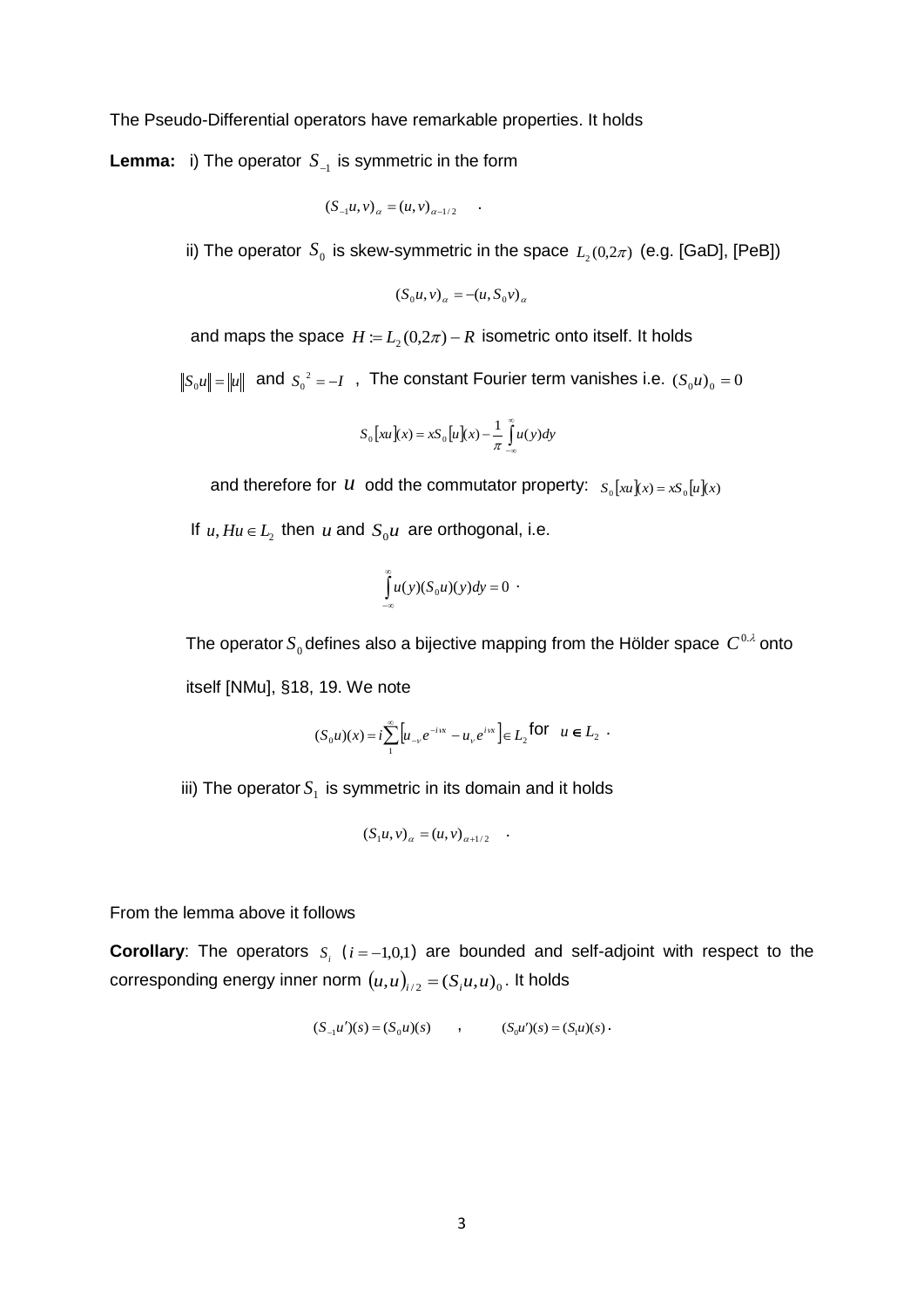The Pseudo-Differential operators have remarkable properties. It holds

**Lemma:** i) The operator $S_{-1}$ is symmetric in the form

$$(S_{-1}u,v)_{\alpha} = (u,v)_{\alpha-1/2} \quad .$$

ii) The operator $S_0$ is skew-symmetric in the space $L_2(0,2\pi)$ (e.g. [GaD], [PeB])

$$(S_0 u,v)_{\alpha} = -(u,S_0 v)_{\alpha}$$

and maps the space $H := L_2(0,2\pi) - R$ isometric onto itself. It holds

$\|S_0 u\| = \|u\|$ and $S_0^{\,2} = -I$ , The constant Fourier term vanishes i.e. $(S_0 u)_0 = 0$

$$S_0[xu](x) = xS_0[u](x) - \frac{1}{\pi}\int_{-\infty}^{\infty} u(y)dy$$

and therefore for $u$ odd the commutator property: $S_0[xu](x) = xS_0[u](x)$

If $u, Hu \in L_2$ then $u$ and $S_0 u$ are orthogonal, i.e.

$$\int_{-\infty}^{\infty} u(y)(S_0 u)(y)dy = 0 \;.$$

The operator $S_0$ defines also a bijective mapping from the Hölder space $C^{0.\lambda}$ onto itself [NMu], §18, 19. We note

$$(S_0 u)(x) = i\sum_{1}^{\infty}\left[u_{-\nu}e^{-i\nu x} - u_{\nu}e^{i\nu x}\right] \in L_2 \text{ for } u \in L_2 \;.$$

iii) The operator $S_1$ is symmetric in its domain and it holds

$$(S_1 u,v)_{\alpha} = (u,v)_{\alpha+1/2} \quad .$$

From the lemma above it follows

**Corollary**: The operators $S_i$ $(i = -1,0,1)$ are bounded and self-adjoint with respect to the corresponding energy inner norm $(u,u)_{i/2} = (S_i u,u)_0$. It holds

$$(S_{-1}u')(s) = (S_0 u)(s) \quad , \qquad (S_0 u')(s) = (S_1 u)(s) \,.$$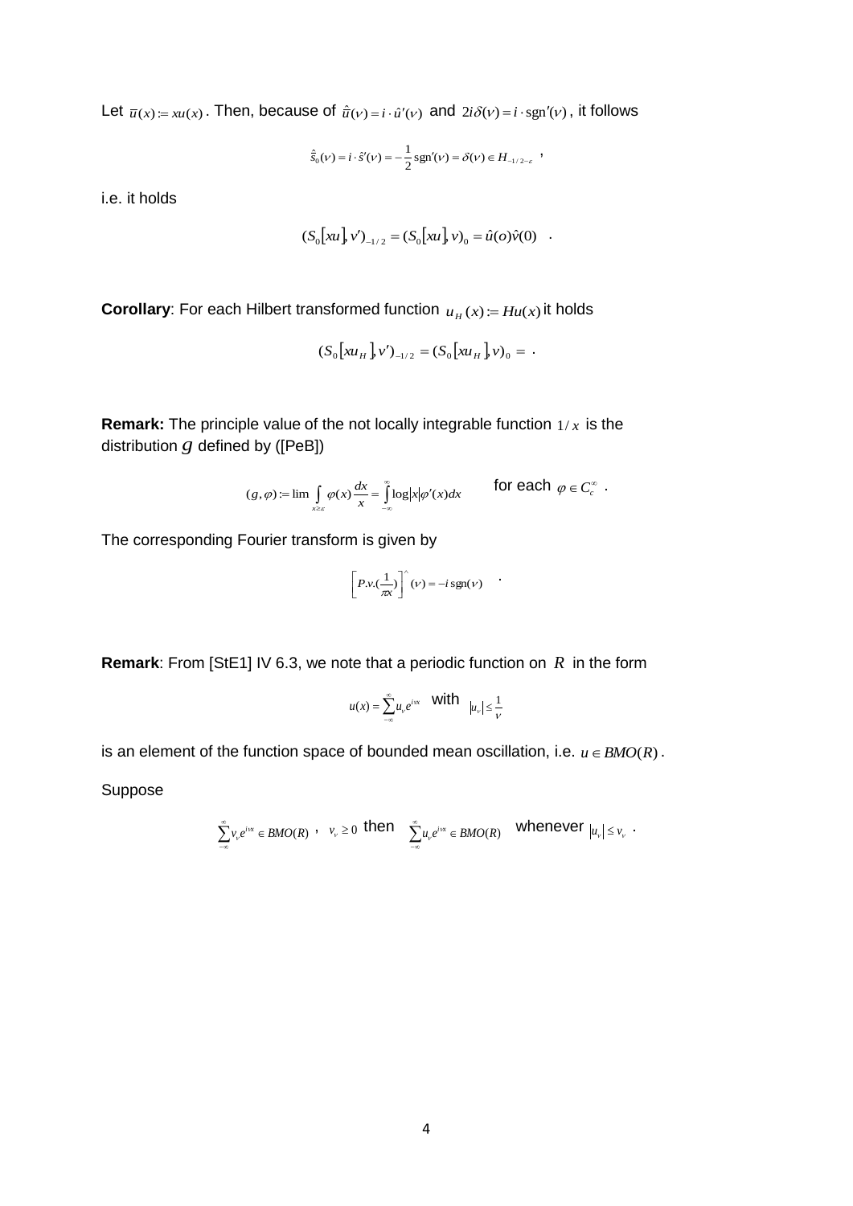Let $\overline{u}(x) := xu(x)$. Then, because of $\hat{\overline{u}}(\nu) = i \cdot \hat{u}'(\nu)$ and $2i\delta(\nu) = i \cdot \mathrm{sgn}'(\nu)$, it follows

$$\hat{\overline{s}}_0(\nu) = i \cdot \hat{s}'(\nu) = -\frac{1}{2}\mathrm{sgn}'(\nu) = \delta(\nu) \in H_{-1/2-\varepsilon} \quad ,$$

i.e. it holds

$$(S_0[xu], v')_{-1/2} = (S_0[xu], v)_0 = \hat{u}(o)\hat{v}(0) \quad .$$

**Corollary**: For each Hilbert transformed function $u_H(x) := Hu(x)$ it holds

$$(S_0[xu_H], v')_{-1/2} = (S_0[xu_H], v)_0 = \quad .$$

**Remark:** The principle value of the not locally integrable function $1/x$ is the distribution $g$ defined by ([PeB])

$$(g, \varphi) := \lim \int_{x \geq \varepsilon} \varphi(x)\frac{dx}{x} = \int_{-\infty}^{\infty} \log|x| \varphi'(x) dx \qquad \text{for each } \varphi \in C_c^{\infty} \ .$$

The corresponding Fourier transform is given by

$$\left[ P.v.(\frac{1}{\pi x}) \right]^{\wedge}(\nu) = -i\,\mathrm{sgn}(\nu) \quad .$$

**Remark**: From [StE1] IV 6.3, we note that a periodic function on $R$ in the form

$$u(x) = \sum_{-\infty}^{\infty} u_\nu e^{i\nu x} \quad \text{with} \quad |u_\nu| \leq \frac{1}{\nu}$$

is an element of the function space of bounded mean oscillation, i.e. $u \in BMO(R)$.

Suppose

$$\sum_{-\infty}^{\infty} v_\nu e^{i\nu x} \in BMO(R) \ , \quad v_\nu \geq 0 \ \text{ then } \quad \sum_{-\infty}^{\infty} u_\nu e^{i\nu x} \in BMO(R) \quad \text{whenever } |u_\nu| \leq v_\nu \ .$$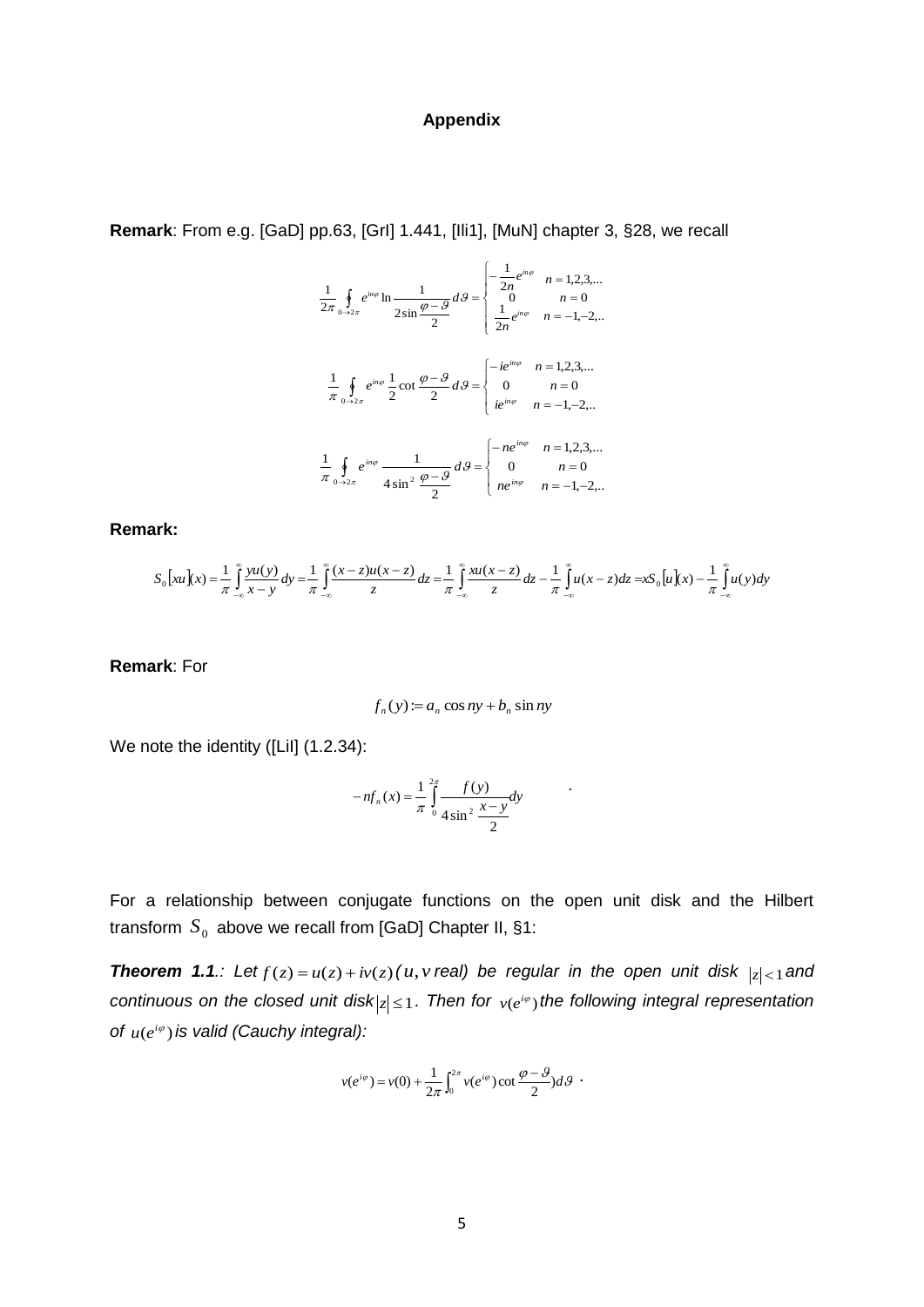**Appendix**

**Remark**: From e.g. [GaD] pp.63, [GrI] 1.441, [Ili1], [MuN] chapter 3, §28, we recall

$$\frac{1}{2\pi}\oint_{0\to 2\pi} e^{in\varphi}\ln\frac{1}{2\sin\frac{\varphi-\vartheta}{2}}d\vartheta=\begin{cases}-\frac{1}{2n}e^{in\varphi} & n=1,2,3,...\\ 0 & n=0\\ \frac{1}{2n}e^{in\varphi} & n=-1,-2,..\end{cases}$$

$$\frac{1}{\pi}\oint_{0\to 2\pi} e^{in\varphi}\frac{1}{2}\cot\frac{\varphi-\vartheta}{2}d\vartheta=\begin{cases}-ie^{in\varphi} & n=1,2,3,...\\ 0 & n=0\\ ie^{in\varphi} & n=-1,-2,..\end{cases}$$

$$\frac{1}{\pi}\oint_{0\to 2\pi} e^{in\varphi}\frac{1}{4\sin^2\frac{\varphi-\vartheta}{2}}d\vartheta=\begin{cases}-ne^{in\varphi} & n=1,2,3,...\\ 0 & n=0\\ ne^{in\varphi} & n=-1,-2,..\end{cases}$$

**Remark:**

$$S_0[xu](x)=\frac{1}{\pi}\int_{-\infty}^{\infty}\frac{yu(y)}{x-y}dy=\frac{1}{\pi}\int_{-\infty}^{\infty}\frac{(x-z)u(x-z)}{z}dz=\frac{1}{\pi}\int_{-\infty}^{\infty}\frac{xu(x-z)}{z}dz-\frac{1}{\pi}\int_{-\infty}^{\infty}u(x-z)dz=xS_0[u](x)-\frac{1}{\pi}\int_{-\infty}^{\infty}u(y)dy$$

**Remark**: For

$$f_n(y):=a_n\cos ny+b_n\sin ny$$

We note the identity ([LiI] (1.2.34)):

$$-nf_n(x)=\frac{1}{\pi}\int_0^{2\pi}\frac{f(y)}{4\sin^2\frac{x-y}{2}}dy \quad .$$

For a relationship between conjugate functions on the open unit disk and the Hilbert transform $S_0$ above we recall from [GaD] Chapter II, §1:

***Theorem 1.1***.: *Let* $f(z)=u(z)+iv(z)$ *(*$u,v$ *real) be regular in the open unit disk* $|z|<1$ *and continuous on the closed unit disk* $|z|\le 1$*. Then for* $v(e^{i\varphi})$ *the following integral representation of* $u(e^{i\varphi})$ *is valid (Cauchy integral):*

$$v(e^{i\varphi})=v(0)+\frac{1}{2\pi}\int_0^{2\pi}v(e^{i\varphi})\cot\frac{\varphi-\vartheta}{2}d\vartheta \ .$$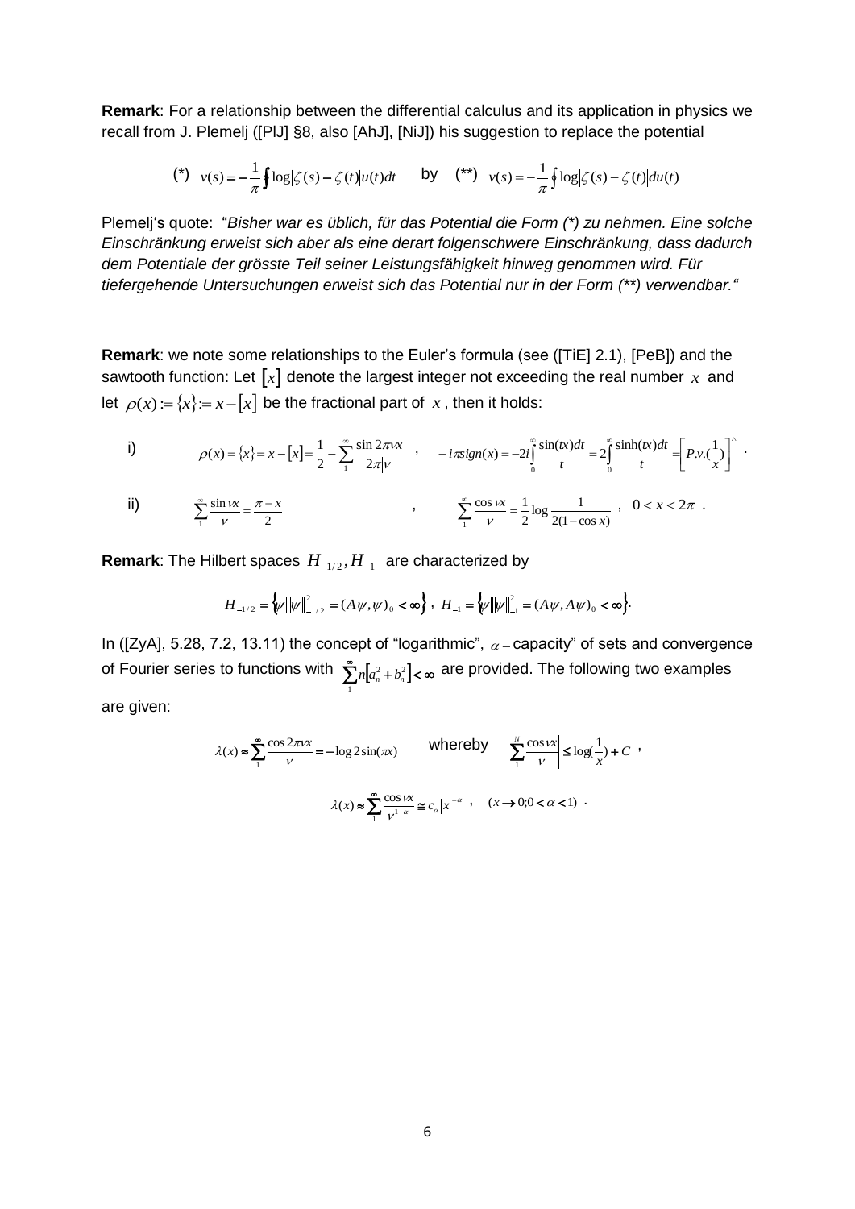**Remark**: For a relationship between the differential calculus and its application in physics we recall from J. Plemelj ([PlJ] §8, also [AhJ], [NiJ]) his suggestion to replace the potential

$$(*)\quad v(s) = -\frac{1}{\pi}\oint \log|\zeta(s)-\zeta(t)|u(t)dt \qquad \text{by} \qquad (**)\quad v(s) = -\frac{1}{\pi}\oint \log|\zeta(s)-\zeta(t)|du(t)$$

Plemelj's quote: "*Bisher war es üblich, für das Potential die Form (\*) zu nehmen. Eine solche Einschränkung erweist sich aber als eine derart folgenschwere Einschränkung, dass dadurch dem Potentiale der grösste Teil seiner Leistungsfähigkeit hinweg genommen wird. Für tiefergehende Untersuchungen erweist sich das Potential nur in der Form (\*\*) verwendbar.*"

**Remark**: we note some relationships to the Euler's formula (see ([TiE] 2.1), [PeB]) and the sawtooth function: Let $[x]$ denote the largest integer not exceeding the real number $x$ and let $\rho(x) := \{x\} := x - [x]$ be the fractional part of $x$, then it holds:

i) $$\rho(x) = \{x\} = x - [x] = \frac{1}{2} - \sum_{1}^{\infty} \frac{\sin 2\pi\nu x}{2\pi|\nu|} \quad , \quad -i\pi sign(x) = -2i\int_0^\infty \frac{\sin(tx)dt}{t} = 2\int_0^\infty \frac{\sinh(tx)dt}{t} = \left[P.v.(\frac{1}{x})\right]^{\wedge} .$$

ii) $$\sum_{1}^{\infty} \frac{\sin \nu x}{\nu} = \frac{\pi - x}{2} \quad , \quad \sum_{1}^{\infty} \frac{\cos \nu x}{\nu} = \frac{1}{2}\log\frac{1}{2(1-\cos x)} \;, \quad 0 < x < 2\pi .$$

**Remark**: The Hilbert spaces $H_{-1/2}, H_{-1}$ are characterized by

$$H_{-1/2} = \left\{\psi \,\middle|\, \|\psi\|^2_{-1/2} = (A\psi,\psi)_0 < \infty\right\} , \; H_{-1} = \left\{\psi \,\middle|\, \|\psi\|^2_{-1} = (A\psi, A\psi)_0 < \infty\right\} .$$

In ([ZyA], 5.28, 7.2, 13.11) the concept of "logarithmic", $\alpha -$capacity" of sets and convergence of Fourier series to functions with $\sum_1^\infty n\left[a_n^2 + b_n^2\right] < \infty$ are provided. The following two examples are given:

$$\lambda(x) \approx \sum_1^\infty \frac{\cos 2\pi\nu x}{\nu} = -\log 2\sin(\pi x) \qquad \text{whereby} \qquad \left|\sum_1^N \frac{\cos \nu x}{\nu}\right| \leq \log(\frac{1}{x}) + C \;,$$

$$\lambda(x) \approx \sum_1^\infty \frac{\cos \nu x}{\nu^{1-\alpha}} \cong c_\alpha |x|^{-\alpha} \;, \quad (x \to 0; 0 < \alpha < 1) \;.$$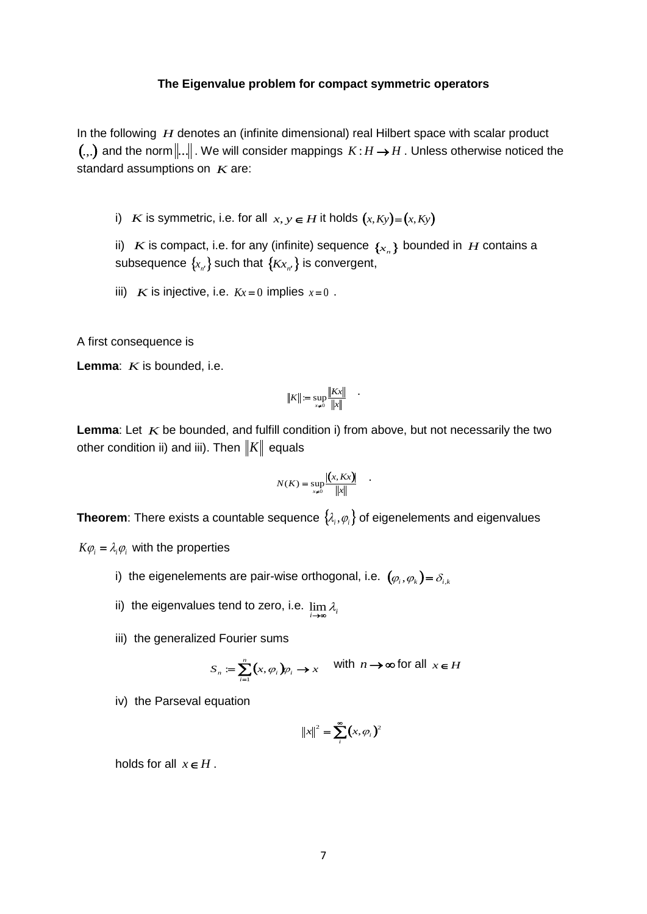**The Eigenvalue problem for compact symmetric operators**

In the following $H$ denotes an (infinite dimensional) real Hilbert space with scalar product $(.,.)$ and the norm $\|...\|$. We will consider mappings $K : H \to H$. Unless otherwise noticed the standard assumptions on $K$ are:

i) $K$ is symmetric, i.e. for all $x, y \in H$ it holds $(x, Ky) = (x, Ky)$

ii) $K$ is compact, i.e. for any (infinite) sequence $\{x_n\}$ bounded in $H$ contains a subsequence $\{x_{n'}\}$ such that $\{Kx_{n'}\}$ is convergent,

iii) $K$ is injective, i.e. $Kx = 0$ implies $x = 0$.

A first consequence is

**Lemma**: $K$ is bounded, i.e.

$$\|K\| := \sup_{x \neq 0} \frac{\|Kx\|}{\|x\|} \quad .$$

**Lemma**: Let $K$ be bounded, and fulfill condition i) from above, but not necessarily the two other condition ii) and iii). Then $\|K\|$ equals

$$N(K) = \sup_{x \neq 0} \frac{|(x, Kx)|}{\|x\|} \quad .$$

**Theorem**: There exists a countable sequence $\{\lambda_i, \varphi_i\}$ of eigenelements and eigenvalues

$K\varphi_i = \lambda_i \varphi_i$ with the properties

i) the eigenelements are pair-wise orthogonal, i.e. $(\varphi_i, \varphi_k) = \delta_{i,k}$

ii) the eigenvalues tend to zero, i.e. $\lim_{i \to \infty} \lambda_i$

iii) the generalized Fourier sums

$$S_n := \sum_{i=1}^{n} (x, \varphi_i)\varphi_i \to x \quad \text{with } n \to \infty \text{ for all } x \in H$$

iv) the Parseval equation

$$\|x\|^2 = \sum_{i}^{\infty} (x, \varphi_i)^2$$

holds for all $x \in H$.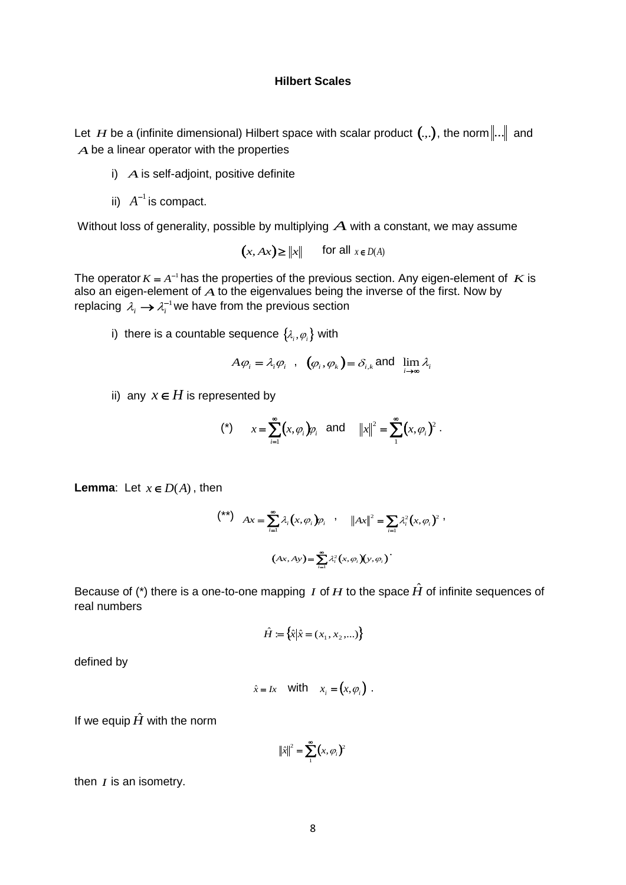### Hilbert Scales

Let $H$ be a (infinite dimensional) Hilbert space with scalar product $(.,.)$, the norm $\|...\|$ and $A$ be a linear operator with the properties

i) $A$ is self-adjoint, positive definite

ii) $A^{-1}$ is compact.

Without loss of generality, possible by multiplying $A$ with a constant, we may assume

$$(x, Ax) \geq \|x\| \qquad \text{for all } x \in D(A)$$

The operator $K = A^{-1}$ has the properties of the previous section. Any eigen-element of $K$ is also an eigen-element of $A$ to the eigenvalues being the inverse of the first. Now by replacing $\lambda_i \to \lambda_i^{-1}$ we have from the previous section

i) there is a countable sequence $\{\lambda_i, \varphi_i\}$ with

$$A\varphi_i = \lambda_i \varphi_i \ , \quad (\varphi_i, \varphi_k) = \delta_{i,k} \text{ and } \lim_{i \to \infty} \lambda_i$$

ii) any $x \in H$ is represented by

$$(*) \qquad x = \sum_{i=1}^{\infty} (x, \varphi_i) \varphi_i \ \text{ and } \ \|x\|^2 = \sum_{1}^{\infty} (x, \varphi_i)^2 \ .$$

**Lemma**: Let $x \in D(A)$, then

$$(**) \quad Ax = \sum_{i=1}^{\infty} \lambda_i (x, \varphi_i) \varphi_i \ , \quad \|Ax\|^2 = \sum_{i=1} \lambda_i^2 (x, \varphi_i)^2 \ ,$$

$$(Ax, Ay) = \sum_{i=1}^{\infty} \lambda_i^2 (x, \varphi_i)(y, \varphi_i) \ .$$

Because of (*) there is a one-to-one mapping $I$ of $H$ to the space $\hat{H}$ of infinite sequences of real numbers

$$\hat{H} := \{\hat{x} | \hat{x} = (x_1, x_2, ...)\}$$

defined by

$$\hat{x} = Ix \quad \text{with} \quad x_i = (x, \varphi_i) \ .$$

If we equip $\hat{H}$ with the norm

$$\|\hat{x}\|^2 = \sum_{1}^{\infty} (x, \varphi_i)^2$$

then $I$ is an isometry.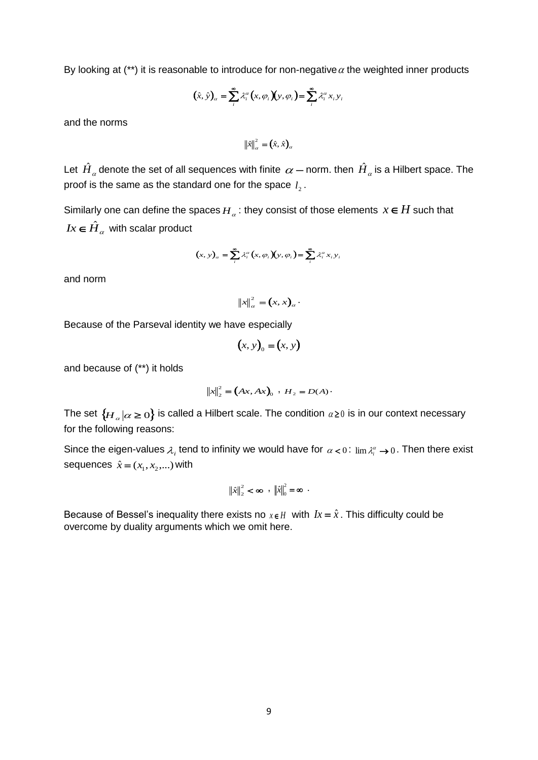By looking at (**) it is reasonable to introduce for non-negative $\alpha$ the weighted inner products

$$(\hat{x}, \hat{y})_\alpha = \sum_i^\infty \lambda_i^\alpha (x, \varphi_i)(y, \varphi_i) = \sum_i^\infty \lambda_i^\alpha x_i y_i$$

and the norms

$$\|\hat{x}\|_\alpha^2 = (\hat{x}, \hat{x})_\alpha$$

Let $\hat{H}_\alpha$ denote the set of all sequences with finite $\alpha-$norm. then $\hat{H}_\alpha$ is a Hilbert space. The proof is the same as the standard one for the space $l_2$.

Similarly one can define the spaces $H_\alpha$ : they consist of those elements $x \in H$ such that $Ix \in \hat{H}_\alpha$ with scalar product

$$(x, y)_\alpha = \sum_i^\infty \lambda_i^\alpha (x, \varphi_i)(y, \varphi_i) = \sum_i^\infty \lambda_i^\alpha x_i y_i$$

and norm

$$\|x\|_\alpha^2 = (x, x)_\alpha \cdot$$

Because of the Parseval identity we have especially

$$(x, y)_0 = (x, y)$$

and because of (**) it holds

$$\|x\|_2^2 = (Ax, Ax)_0 \ , \ H_2 = D(A) \cdot$$

The set $\{H_\alpha | \alpha \geq 0\}$ is called a Hilbert scale. The condition $\alpha \geq 0$ is in our context necessary for the following reasons:

Since the eigen-values $\lambda_i$ tend to infinity we would have for $\alpha < 0$: $\lim \lambda_i^\alpha \to 0$. Then there exist sequences $\hat{x} = (x_1, x_2, ...)$ with

$$\|\hat{x}\|_2^2 < \infty \ , \ \|\hat{x}\|_0^2 = \infty \ \cdot$$

Because of Bessel's inequality there exists no $x \in H$ with $Ix = \hat{x}$. This difficulty could be overcome by duality arguments which we omit here.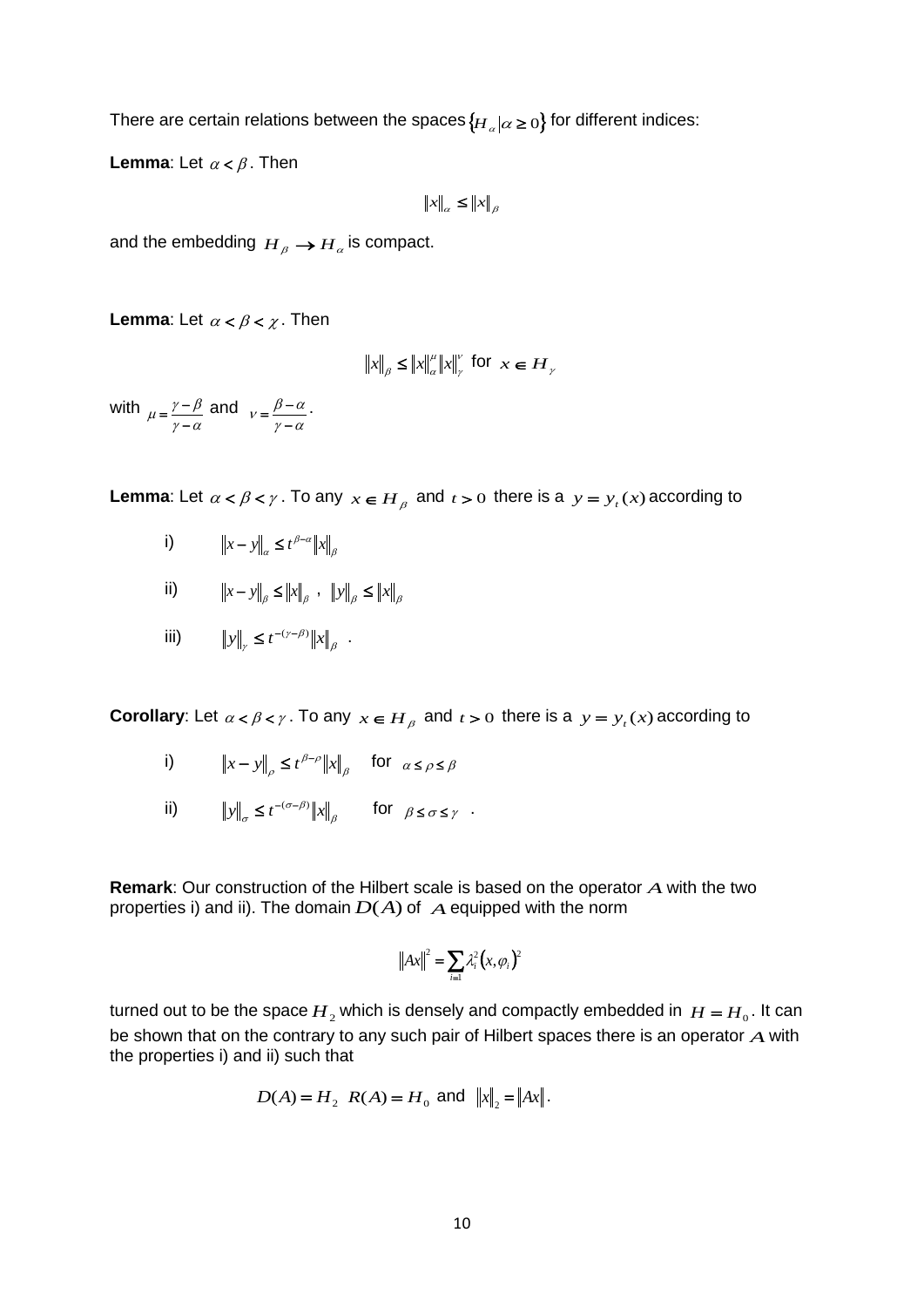There are certain relations between the spaces $\{H_\alpha | \alpha \geq 0\}$ for different indices:

**Lemma**: Let $\alpha < \beta$. Then

$$\|x\|_\alpha \leq \|x\|_\beta$$

and the embedding $H_\beta \to H_\alpha$ is compact.

**Lemma**: Let $\alpha < \beta < \chi$. Then

$$\|x\|_\beta \leq \|x\|_\alpha^\mu \|x\|_\gamma^\nu \text{ for } x \in H_\gamma$$

with $\mu = \frac{\gamma - \beta}{\gamma - \alpha}$ and $\nu = \frac{\beta - \alpha}{\gamma - \alpha}$.

**Lemma**: Let $\alpha < \beta < \gamma$. To any $x \in H_\beta$ and $t > 0$ there is a $y = y_t(x)$ according to

i) $\|x - y\|_\alpha \leq t^{\beta - \alpha} \|x\|_\beta$

ii) $\|x - y\|_\beta \leq \|x\|_\beta$ , $\|y\|_\beta \leq \|x\|_\beta$

iii) $\|y\|_\gamma \leq t^{-(\gamma - \beta)} \|x\|_\beta$ .

**Corollary**: Let $\alpha < \beta < \gamma$. To any $x \in H_\beta$ and $t > 0$ there is a $y = y_t(x)$ according to

i) $\|x - y\|_\rho \leq t^{\beta - \rho} \|x\|_\beta$ for $\alpha \leq \rho \leq \beta$

ii) $\|y\|_\sigma \leq t^{-(\sigma - \beta)} \|x\|_\beta$ for $\beta \leq \sigma \leq \gamma$ .

**Remark**: Our construction of the Hilbert scale is based on the operator $A$ with the two properties i) and ii). The domain $D(A)$ of $A$ equipped with the norm

$$\|Ax\|^2 = \sum_{i=1} \lambda_i^2 (x, \varphi_i)^2$$

turned out to be the space $H_2$ which is densely and compactly embedded in $H = H_0$. It can be shown that on the contrary to any such pair of Hilbert spaces there is an operator $A$ with the properties i) and ii) such that

$$D(A) = H_2 \;\; R(A) = H_0 \text{ and } \|x\|_2 = \|Ax\|.$$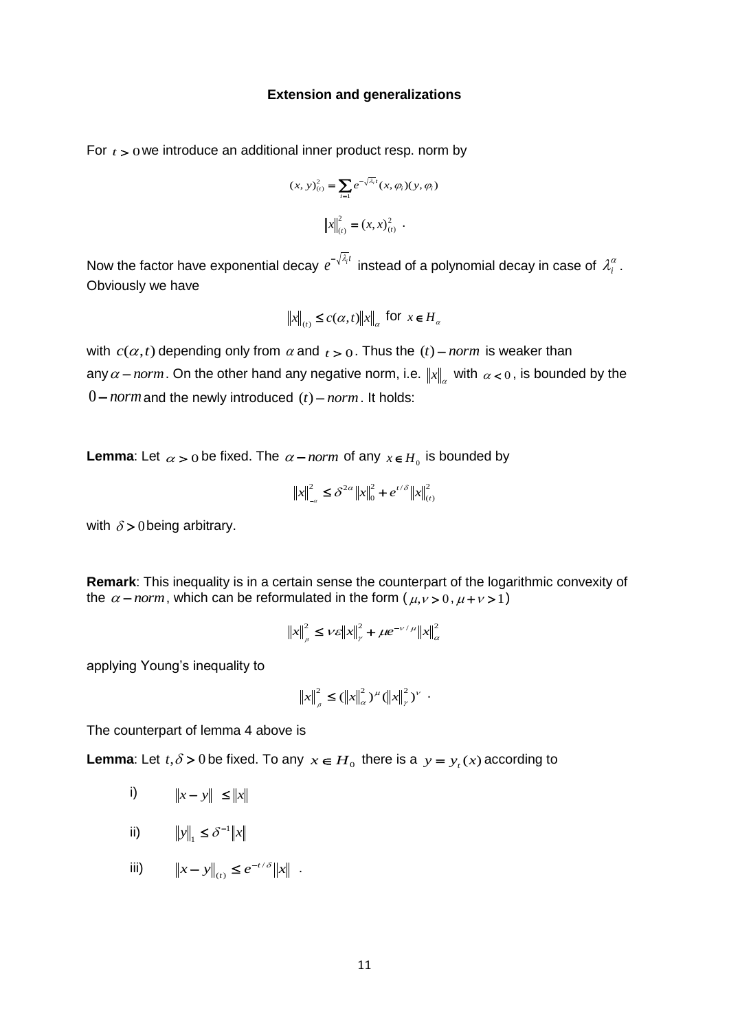### Extension and generalizations

For $t > 0$ we introduce an additional inner product resp. norm by

$$(x,y)_{(t)}^2 = \sum_{i=1} e^{-\sqrt{\lambda_i}t}(x,\varphi_i)(y,\varphi_i)$$

$$\|x\|_{(t)}^2 = (x,x)_{(t)}^2 \ .$$

Now the factor have exponential decay $e^{-\sqrt{\lambda_i}t}$ instead of a polynomial decay in case of $\lambda_i^\alpha$. Obviously we have

$$\|x\|_{(t)} \le c(\alpha,t)\|x\|_\alpha \text{ for } x \in H_\alpha$$

with $c(\alpha,t)$ depending only from $\alpha$ and $t > 0$. Thus the $(t)-norm$ is weaker than any $\alpha - norm$. On the other hand any negative norm, i.e. $\|x\|_\alpha$ with $\alpha < 0$, is bounded by the $0-norm$ and the newly introduced $(t)-norm$. It holds:

**Lemma**: Let $\alpha > 0$ be fixed. The $\alpha - norm$ of any $x \in H_0$ is bounded by

$$\|x\|_{-\alpha}^2 \le \delta^{2\alpha}\|x\|_0^2 + e^{t/\delta}\|x\|_{(t)}^2$$

with $\delta > 0$ being arbitrary.

**Remark**: This inequality is in a certain sense the counterpart of the logarithmic convexity of the $\alpha - norm$, which can be reformulated in the form ($\mu,\nu > 0$, $\mu + \nu > 1$)

$$\|x\|_\beta^2 \le \nu\varepsilon\|x\|_\gamma^2 + \mu e^{-\nu/\mu}\|x\|_\alpha^2$$

applying Young's inequality to

$$\|x\|_\beta^2 \le (\|x\|_\alpha^2)^\mu (\|x\|_\gamma^2)^\nu \ .$$

The counterpart of lemma 4 above is

**Lemma**: Let $t,\delta > 0$ be fixed. To any $x \in H_0$ there is a $y = y_t(x)$ according to

i) $\|x - y\| \le \|x\|$

ii) $\|y\|_1 \le \delta^{-1}\|x\|$

iii) $\|x - y\|_{(t)} \le e^{-t/\delta}\|x\|$ .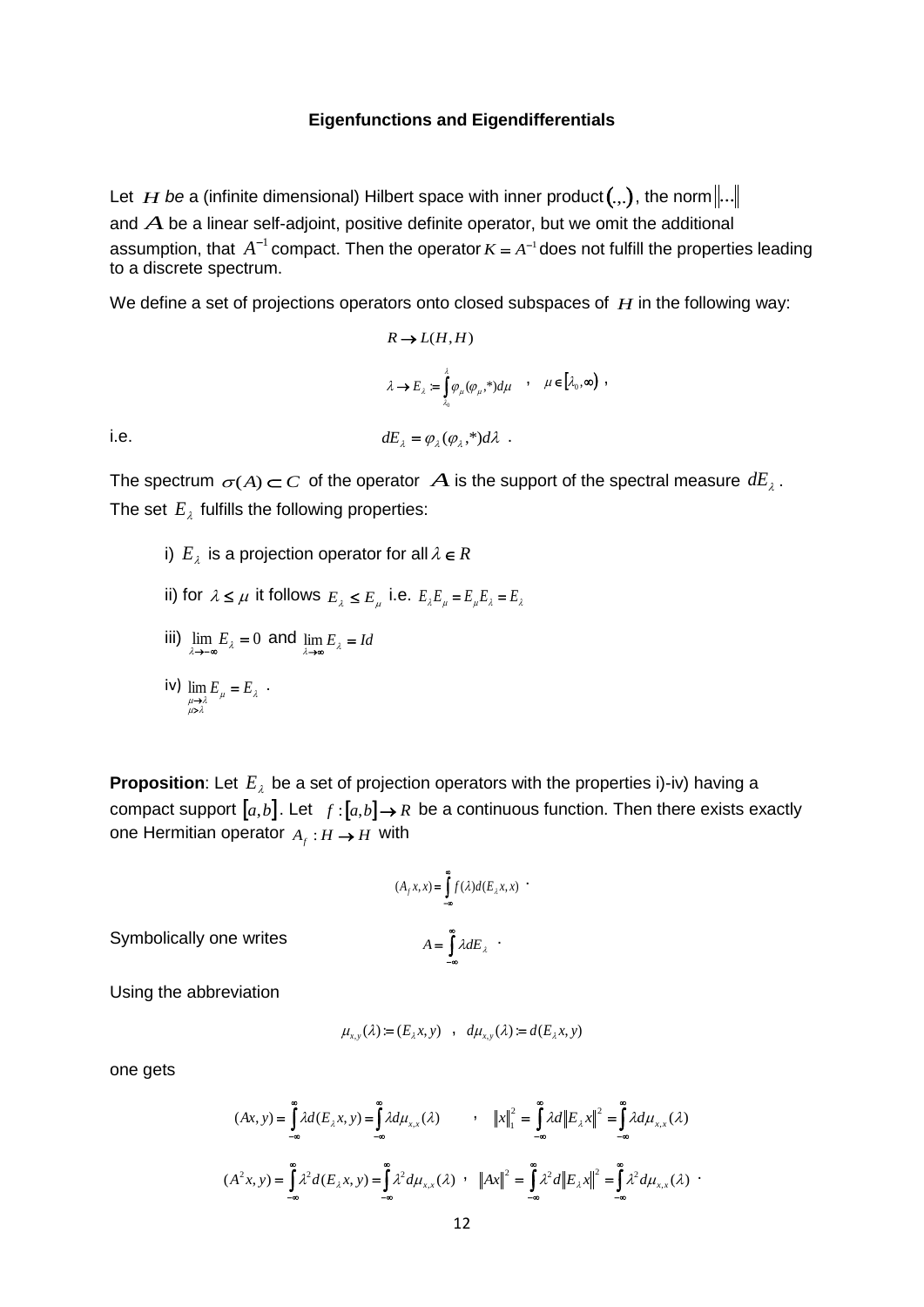**Eigenfunctions and Eigendifferentials**

Let $H$ *be* a (infinite dimensional) Hilbert space with inner product $(.,.)$, the norm $\|...\|$ and $A$ be a linear self-adjoint, positive definite operator, but we omit the additional assumption, that $A^{-1}$ compact. Then the operator $K = A^{-1}$ does not fulfill the properties leading to a discrete spectrum.

We define a set of projections operators onto closed subspaces of $H$ in the following way:

$$R \to L(H,H)$$

$$\lambda \to E_\lambda := \int_{\lambda_0}^{\lambda} \varphi_\mu (\varphi_\mu ,*) d\mu \quad , \quad \mu \in [\lambda_0, \infty) \ ,$$

i.e.

$$dE_\lambda = \varphi_\lambda (\varphi_\lambda ,*) d\lambda \ .$$

The spectrum $\sigma(A) \subset C$ of the operator $A$ is the support of the spectral measure $dE_\lambda$. The set $E_\lambda$ fulfills the following properties:

i) $E_\lambda$ is a projection operator for all $\lambda \in R$

ii) for $\lambda \le \mu$ it follows $E_\lambda \le E_\mu$ i.e. $E_\lambda E_\mu = E_\mu E_\lambda = E_\lambda$

iii) $\lim_{\lambda \to -\infty} E_\lambda = 0$ and $\lim_{\lambda \to \infty} E_\lambda = Id$

iv) $\lim_{\substack{\mu \to \lambda \\ \mu > \lambda}} E_\mu = E_\lambda$ .

**Proposition**: Let $E_\lambda$ be a set of projection operators with the properties i)-iv) having a compact support $[a,b]$. Let $f : [a,b] \to R$ be a continuous function. Then there exists exactly one Hermitian operator $A_f : H \to H$ with

$$(A_f x, x) = \int_{-\infty}^{\infty} f(\lambda) d(E_\lambda x, x) \ .$$

Symbolically one writes

$$A = \int_{-\infty}^{\infty} \lambda dE_\lambda \ .$$

Using the abbreviation

$$\mu_{x,y}(\lambda) := (E_\lambda x, y) \quad , \quad d\mu_{x,y}(\lambda) := d(E_\lambda x, y)$$

one gets

$$(Ax, y) = \int_{-\infty}^{\infty} \lambda d(E_\lambda x, y) = \int_{-\infty}^{\infty} \lambda d\mu_{x,x}(\lambda) \qquad , \quad \|x\|_1^2 = \int_{-\infty}^{\infty} \lambda d\|E_\lambda x\|^2 = \int_{-\infty}^{\infty} \lambda d\mu_{x,x}(\lambda)$$

$$(A^2 x, y) = \int_{-\infty}^{\infty} \lambda^2 d(E_\lambda x, y) = \int_{-\infty}^{\infty} \lambda^2 d\mu_{x,x}(\lambda) \ , \quad \|Ax\|^2 = \int_{-\infty}^{\infty} \lambda^2 d\|E_\lambda x\|^2 = \int_{-\infty}^{\infty} \lambda^2 d\mu_{x,x}(\lambda) \ .$$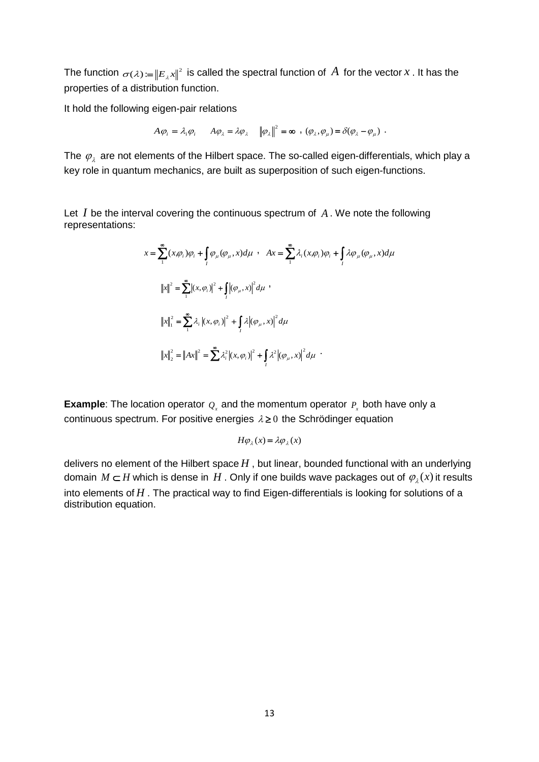The function $\sigma(\lambda) := \|E_\lambda x\|^2$ is called the spectral function of $A$ for the vector $x$. It has the properties of a distribution function.

It hold the following eigen-pair relations

$$A\varphi_i = \lambda_i \varphi_i \quad A\varphi_\lambda = \lambda \varphi_\lambda \quad \|\varphi_\lambda\|^2 = \infty \ , \ (\varphi_\lambda, \varphi_\mu) = \delta(\varphi_\lambda - \varphi_\mu) \ .$$

The $\varphi_\lambda$ are not elements of the Hilbert space. The so-called eigen-differentials, which play a key role in quantum mechanics, are built as superposition of such eigen-functions.

Let $I$ be the interval covering the continuous spectrum of $A$. We note the following representations:

$$x = \sum_1^\infty (x,\varphi_i)\varphi_i + \int_I \varphi_\mu(\varphi_\mu, x)d\mu \ , \quad Ax = \sum_1^\infty \lambda_i (x,\varphi_i)\varphi_i + \int_I \lambda\varphi_\mu(\varphi_\mu, x)d\mu$$

$$\|x\|^2 = \sum_1^\infty |(x,\varphi_i)|^2 + \int_I |(\varphi_\mu, x)|^2 d\mu \ ,$$

$$\|x\|_1^2 = \sum_1^\infty \lambda_i |(x,\varphi_i)|^2 + \int_I \lambda |(\varphi_\mu, x)|^2 d\mu$$

$$\|x\|_2^2 = \|Ax\|^2 = \sum_1^\infty \lambda_i^2 |(x,\varphi_i)|^2 + \int_I \lambda^2 |(\varphi_\mu, x)|^2 d\mu \ .$$

**Example**: The location operator $Q_x$ and the momentum operator $P_x$ both have only a continuous spectrum. For positive energies $\lambda \geq 0$ the Schrödinger equation

$$H\varphi_\lambda(x) = \lambda\varphi_\lambda(x)$$

delivers no element of the Hilbert space $H$, but linear, bounded functional with an underlying domain $M \subset H$ which is dense in $H$. Only if one builds wave packages out of $\varphi_\lambda(x)$ it results into elements of $H$. The practical way to find Eigen-differentials is looking for solutions of a distribution equation.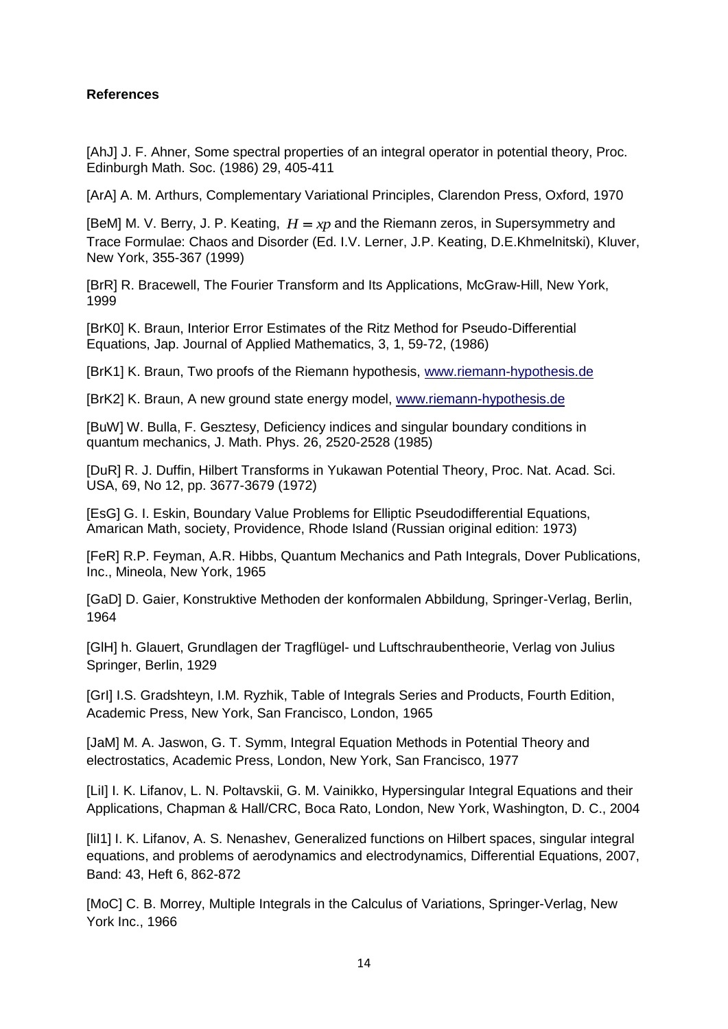**References**

[AhJ] J. F. Ahner, Some spectral properties of an integral operator in potential theory, Proc. Edinburgh Math. Soc. (1986) 29, 405-411

[ArA] A. M. Arthurs, Complementary Variational Principles, Clarendon Press, Oxford, 1970

[BeM] M. V. Berry, J. P. Keating, $H = xp$ and the Riemann zeros, in Supersymmetry and Trace Formulae: Chaos and Disorder (Ed. I.V. Lerner, J.P. Keating, D.E.Khmelnitski), Kluver, New York, 355-367 (1999)

[BrR] R. Bracewell, The Fourier Transform and Its Applications, McGraw-Hill, New York, 1999

[BrK0] K. Braun, Interior Error Estimates of the Ritz Method for Pseudo-Differential Equations, Jap. Journal of Applied Mathematics, 3, 1, 59-72, (1986)

[BrK1] K. Braun, Two proofs of the Riemann hypothesis, www.riemann-hypothesis.de

[BrK2] K. Braun, A new ground state energy model, www.riemann-hypothesis.de

[BuW] W. Bulla, F. Gesztesy, Deficiency indices and singular boundary conditions in quantum mechanics, J. Math. Phys. 26, 2520-2528 (1985)

[DuR] R. J. Duffin, Hilbert Transforms in Yukawan Potential Theory, Proc. Nat. Acad. Sci. USA, 69, No 12, pp. 3677-3679 (1972)

[EsG] G. I. Eskin, Boundary Value Problems for Elliptic Pseudodifferential Equations, Amarican Math, society, Providence, Rhode Island (Russian original edition: 1973)

[FeR] R.P. Feyman, A.R. Hibbs, Quantum Mechanics and Path Integrals, Dover Publications, Inc., Mineola, New York, 1965

[GaD] D. Gaier, Konstruktive Methoden der konformalen Abbildung, Springer-Verlag, Berlin, 1964

[GlH] h. Glauert, Grundlagen der Tragflügel- und Luftschraubentheorie, Verlag von Julius Springer, Berlin, 1929

[GrI] I.S. Gradshteyn, I.M. Ryzhik, Table of Integrals Series and Products, Fourth Edition, Academic Press, New York, San Francisco, London, 1965

[JaM] M. A. Jaswon, G. T. Symm, Integral Equation Methods in Potential Theory and electrostatics, Academic Press, London, New York, San Francisco, 1977

[LiI] I. K. Lifanov, L. N. Poltavskii, G. M. Vainikko, Hypersingular Integral Equations and their Applications, Chapman & Hall/CRC, Boca Rato, London, New York, Washington, D. C., 2004

[liI1] I. K. Lifanov, A. S. Nenashev, Generalized functions on Hilbert spaces, singular integral equations, and problems of aerodynamics and electrodynamics, Differential Equations, 2007, Band: 43, Heft 6, 862-872

[MoC] C. B. Morrey, Multiple Integrals in the Calculus of Variations, Springer-Verlag, New York Inc., 1966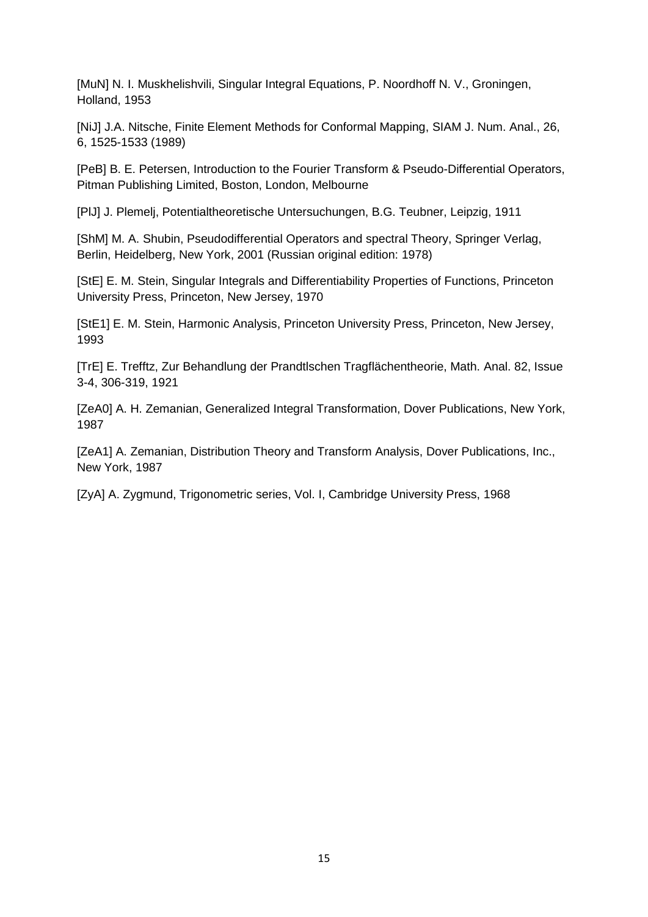[MuN] N. I. Muskhelishvili, Singular Integral Equations, P. Noordhoff N. V., Groningen, Holland, 1953

[NiJ] J.A. Nitsche, Finite Element Methods for Conformal Mapping, SIAM J. Num. Anal., 26, 6, 1525-1533 (1989)

[PeB] B. E. Petersen, Introduction to the Fourier Transform & Pseudo-Differential Operators, Pitman Publishing Limited, Boston, London, Melbourne

[PlJ] J. Plemelj, Potentialtheoretische Untersuchungen, B.G. Teubner, Leipzig, 1911

[ShM] M. A. Shubin, Pseudodifferential Operators and spectral Theory, Springer Verlag, Berlin, Heidelberg, New York, 2001 (Russian original edition: 1978)

[StE] E. M. Stein, Singular Integrals and Differentiability Properties of Functions, Princeton University Press, Princeton, New Jersey, 1970

[StE1] E. M. Stein, Harmonic Analysis, Princeton University Press, Princeton, New Jersey, 1993

[TrE] E. Trefftz, Zur Behandlung der Prandtlschen Tragflächentheorie, Math. Anal. 82, Issue 3-4, 306-319, 1921

[ZeA0] A. H. Zemanian, Generalized Integral Transformation, Dover Publications, New York, 1987

[ZeA1] A. Zemanian, Distribution Theory and Transform Analysis, Dover Publications, Inc., New York, 1987

[ZyA] A. Zygmund, Trigonometric series, Vol. I, Cambridge University Press, 1968